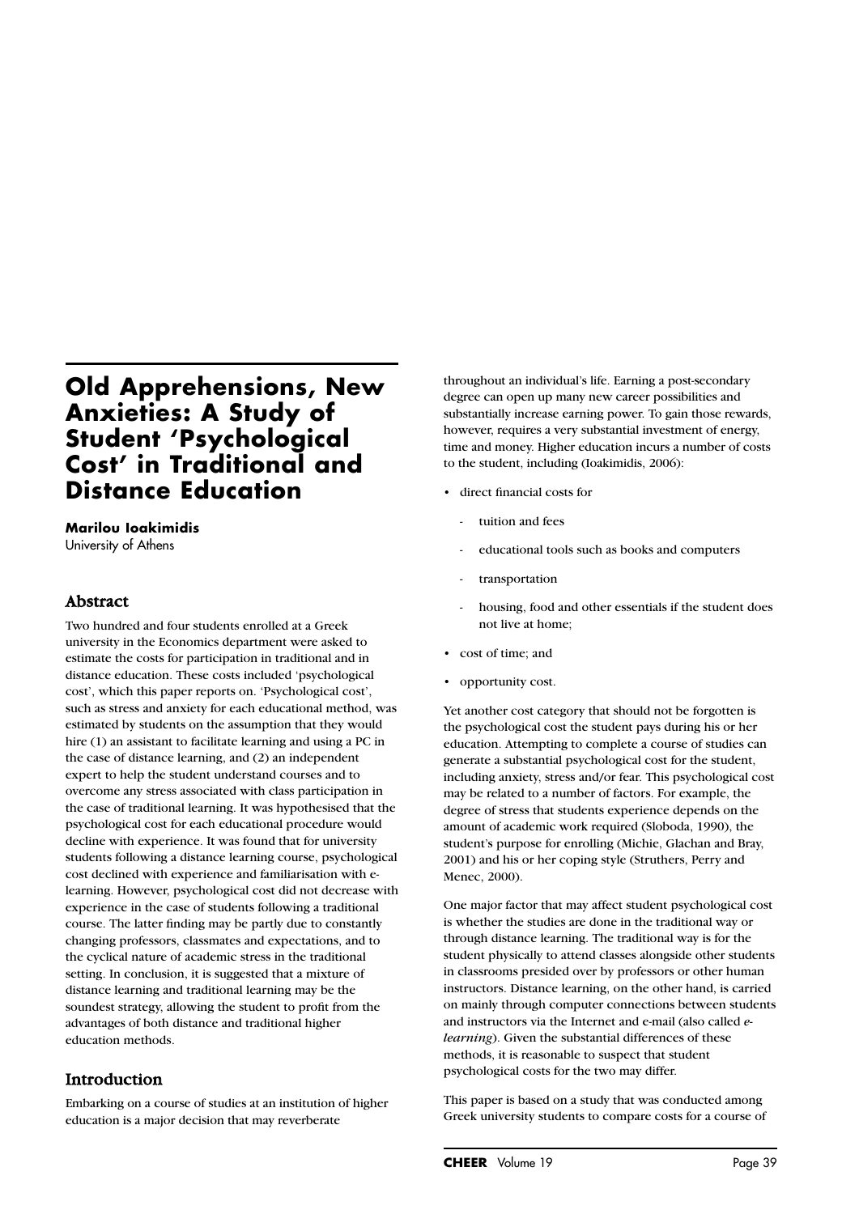# Old Apprehensions, New Anxieties: A Study of Student 'Psychological Cost' in Traditional and Distance Education

**Marilou Ioakimidis**
University of Athens

## Abstract

Two hundred and four students enrolled at a Greek university in the Economics department were asked to estimate the costs for participation in traditional and in distance education. These costs included 'psychological cost', which this paper reports on. 'Psychological cost', such as stress and anxiety for each educational method, was estimated by students on the assumption that they would hire (1) an assistant to facilitate learning and using a PC in the case of distance learning, and (2) an independent expert to help the student understand courses and to overcome any stress associated with class participation in the case of traditional learning. It was hypothesised that the psychological cost for each educational procedure would decline with experience. It was found that for university students following a distance learning course, psychological cost declined with experience and familiarisation with e-learning. However, psychological cost did not decrease with experience in the case of students following a traditional course. The latter finding may be partly due to constantly changing professors, classmates and expectations, and to the cyclical nature of academic stress in the traditional setting. In conclusion, it is suggested that a mixture of distance learning and traditional learning may be the soundest strategy, allowing the student to profit from the advantages of both distance and traditional higher education methods.

## Introduction

Embarking on a course of studies at an institution of higher education is a major decision that may reverberate throughout an individual's life. Earning a post-secondary degree can open up many new career possibilities and substantially increase earning power. To gain those rewards, however, requires a very substantial investment of energy, time and money. Higher education incurs a number of costs to the student, including (Ioakimidis, 2006):

- direct financial costs for
  - tuition and fees
  - educational tools such as books and computers
  - transportation
  - housing, food and other essentials if the student does not live at home;
- cost of time; and
- opportunity cost.

Yet another cost category that should not be forgotten is the psychological cost the student pays during his or her education. Attempting to complete a course of studies can generate a substantial psychological cost for the student, including anxiety, stress and/or fear. This psychological cost may be related to a number of factors. For example, the degree of stress that students experience depends on the amount of academic work required (Sloboda, 1990), the student's purpose for enrolling (Michie, Glachan and Bray, 2001) and his or her coping style (Struthers, Perry and Menec, 2000).

One major factor that may affect student psychological cost is whether the studies are done in the traditional way or through distance learning. The traditional way is for the student physically to attend classes alongside other students in classrooms presided over by professors or other human instructors. Distance learning, on the other hand, is carried on mainly through computer connections between students and instructors via the Internet and e-mail (also called *e-learning*). Given the substantial differences of these methods, it is reasonable to suspect that student psychological costs for the two may differ.

This paper is based on a study that was conducted among Greek university students to compare costs for a course of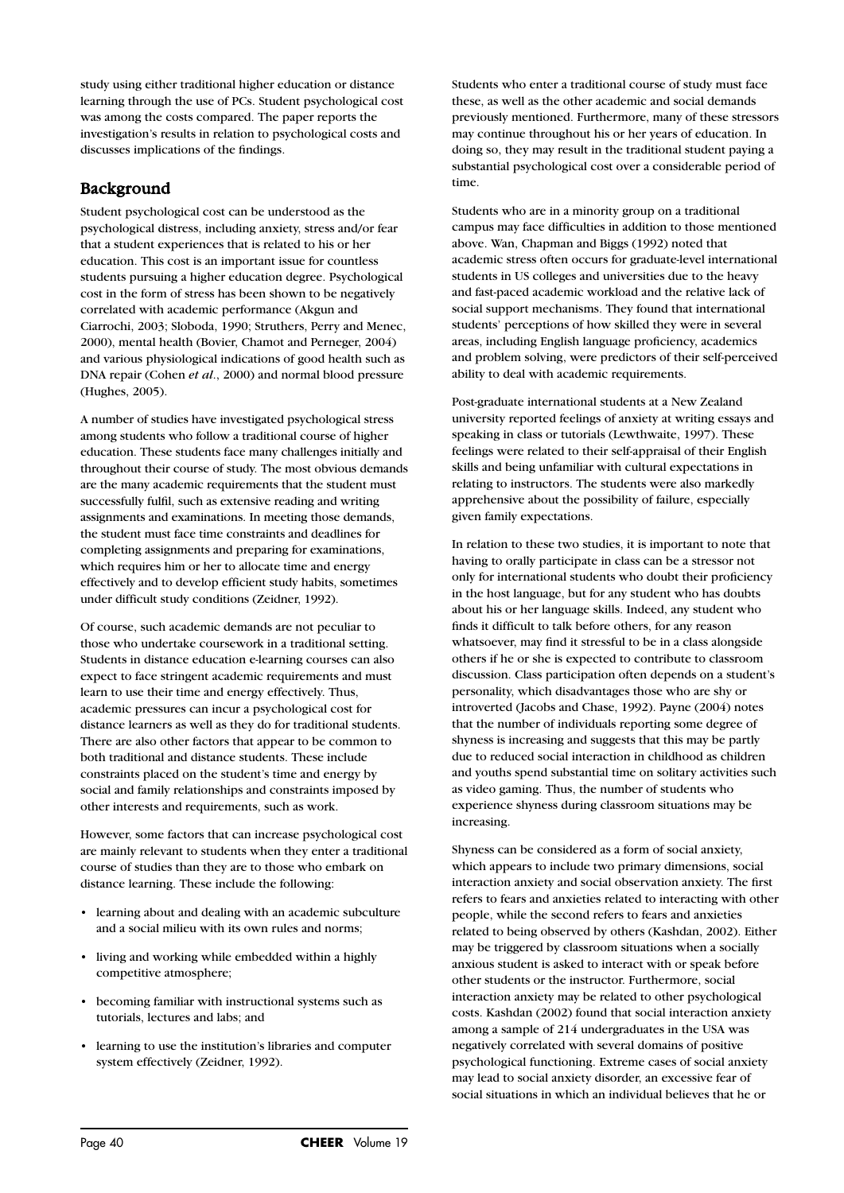study using either traditional higher education or distance learning through the use of PCs. Student psychological cost was among the costs compared. The paper reports the investigation's results in relation to psychological costs and discusses implications of the findings.

## Background

Student psychological cost can be understood as the psychological distress, including anxiety, stress and/or fear that a student experiences that is related to his or her education. This cost is an important issue for countless students pursuing a higher education degree. Psychological cost in the form of stress has been shown to be negatively correlated with academic performance (Akgun and Ciarrochi, 2003; Sloboda, 1990; Struthers, Perry and Menec, 2000), mental health (Bovier, Chamot and Perneger, 2004) and various physiological indications of good health such as DNA repair (Cohen *et al*., 2000) and normal blood pressure (Hughes, 2005).

A number of studies have investigated psychological stress among students who follow a traditional course of higher education. These students face many challenges initially and throughout their course of study. The most obvious demands are the many academic requirements that the student must successfully fulfil, such as extensive reading and writing assignments and examinations. In meeting those demands, the student must face time constraints and deadlines for completing assignments and preparing for examinations, which requires him or her to allocate time and energy effectively and to develop efficient study habits, sometimes under difficult study conditions (Zeidner, 1992).

Of course, such academic demands are not peculiar to those who undertake coursework in a traditional setting. Students in distance education e-learning courses can also expect to face stringent academic requirements and must learn to use their time and energy effectively. Thus, academic pressures can incur a psychological cost for distance learners as well as they do for traditional students. There are also other factors that appear to be common to both traditional and distance students. These include constraints placed on the student's time and energy by social and family relationships and constraints imposed by other interests and requirements, such as work.

However, some factors that can increase psychological cost are mainly relevant to students when they enter a traditional course of studies than they are to those who embark on distance learning. These include the following:

- learning about and dealing with an academic subculture and a social milieu with its own rules and norms;
- living and working while embedded within a highly competitive atmosphere;
- becoming familiar with instructional systems such as tutorials, lectures and labs; and
- learning to use the institution's libraries and computer system effectively (Zeidner, 1992).

Students who enter a traditional course of study must face these, as well as the other academic and social demands previously mentioned. Furthermore, many of these stressors may continue throughout his or her years of education. In doing so, they may result in the traditional student paying a substantial psychological cost over a considerable period of time.

Students who are in a minority group on a traditional campus may face difficulties in addition to those mentioned above. Wan, Chapman and Biggs (1992) noted that academic stress often occurs for graduate-level international students in US colleges and universities due to the heavy and fast-paced academic workload and the relative lack of social support mechanisms. They found that international students' perceptions of how skilled they were in several areas, including English language proficiency, academics and problem solving, were predictors of their self-perceived ability to deal with academic requirements.

Post-graduate international students at a New Zealand university reported feelings of anxiety at writing essays and speaking in class or tutorials (Lewthwaite, 1997). These feelings were related to their self-appraisal of their English skills and being unfamiliar with cultural expectations in relating to instructors. The students were also markedly apprehensive about the possibility of failure, especially given family expectations.

In relation to these two studies, it is important to note that having to orally participate in class can be a stressor not only for international students who doubt their proficiency in the host language, but for any student who has doubts about his or her language skills. Indeed, any student who finds it difficult to talk before others, for any reason whatsoever, may find it stressful to be in a class alongside others if he or she is expected to contribute to classroom discussion. Class participation often depends on a student's personality, which disadvantages those who are shy or introverted (Jacobs and Chase, 1992). Payne (2004) notes that the number of individuals reporting some degree of shyness is increasing and suggests that this may be partly due to reduced social interaction in childhood as children and youths spend substantial time on solitary activities such as video gaming. Thus, the number of students who experience shyness during classroom situations may be increasing.

Shyness can be considered as a form of social anxiety, which appears to include two primary dimensions, social interaction anxiety and social observation anxiety. The first refers to fears and anxieties related to interacting with other people, while the second refers to fears and anxieties related to being observed by others (Kashdan, 2002). Either may be triggered by classroom situations when a socially anxious student is asked to interact with or speak before other students or the instructor. Furthermore, social interaction anxiety may be related to other psychological costs. Kashdan (2002) found that social interaction anxiety among a sample of 214 undergraduates in the USA was negatively correlated with several domains of positive psychological functioning. Extreme cases of social anxiety may lead to social anxiety disorder, an excessive fear of social situations in which an individual believes that he or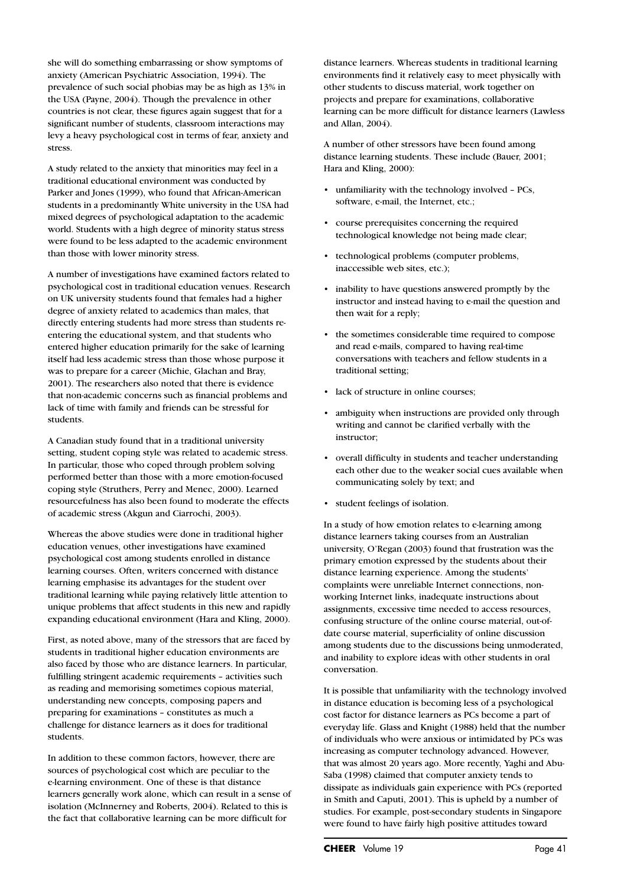she will do something embarrassing or show symptoms of anxiety (American Psychiatric Association, 1994). The prevalence of such social phobias may be as high as 13% in the USA (Payne, 2004). Though the prevalence in other countries is not clear, these figures again suggest that for a significant number of students, classroom interactions may levy a heavy psychological cost in terms of fear, anxiety and stress.

A study related to the anxiety that minorities may feel in a traditional educational environment was conducted by Parker and Jones (1999), who found that African-American students in a predominantly White university in the USA had mixed degrees of psychological adaptation to the academic world. Students with a high degree of minority status stress were found to be less adapted to the academic environment than those with lower minority stress.

A number of investigations have examined factors related to psychological cost in traditional education venues. Research on UK university students found that females had a higher degree of anxiety related to academics than males, that directly entering students had more stress than students re-entering the educational system, and that students who entered higher education primarily for the sake of learning itself had less academic stress than those whose purpose it was to prepare for a career (Michie, Glachan and Bray, 2001). The researchers also noted that there is evidence that non-academic concerns such as financial problems and lack of time with family and friends can be stressful for students.

A Canadian study found that in a traditional university setting, student coping style was related to academic stress. In particular, those who coped through problem solving performed better than those with a more emotion-focused coping style (Struthers, Perry and Menec, 2000). Learned resourcefulness has also been found to moderate the effects of academic stress (Akgun and Ciarrochi, 2003).

Whereas the above studies were done in traditional higher education venues, other investigations have examined psychological cost among students enrolled in distance learning courses. Often, writers concerned with distance learning emphasise its advantages for the student over traditional learning while paying relatively little attention to unique problems that affect students in this new and rapidly expanding educational environment (Hara and Kling, 2000).

First, as noted above, many of the stressors that are faced by students in traditional higher education environments are also faced by those who are distance learners. In particular, fulfilling stringent academic requirements – activities such as reading and memorising sometimes copious material, understanding new concepts, composing papers and preparing for examinations – constitutes as much a challenge for distance learners as it does for traditional students.

In addition to these common factors, however, there are sources of psychological cost which are peculiar to the e-learning environment. One of these is that distance learners generally work alone, which can result in a sense of isolation (McInnerney and Roberts, 2004). Related to this is the fact that collaborative learning can be more difficult for distance learners. Whereas students in traditional learning environments find it relatively easy to meet physically with other students to discuss material, work together on projects and prepare for examinations, collaborative learning can be more difficult for distance learners (Lawless and Allan, 2004).

A number of other stressors have been found among distance learning students. These include (Bauer, 2001; Hara and Kling, 2000):

- unfamiliarity with the technology involved – PCs, software, e-mail, the Internet, etc.;
- course prerequisites concerning the required technological knowledge not being made clear;
- technological problems (computer problems, inaccessible web sites, etc.);
- inability to have questions answered promptly by the instructor and instead having to e-mail the question and then wait for a reply;
- the sometimes considerable time required to compose and read e-mails, compared to having real-time conversations with teachers and fellow students in a traditional setting;
- lack of structure in online courses;
- ambiguity when instructions are provided only through writing and cannot be clarified verbally with the instructor;
- overall difficulty in students and teacher understanding each other due to the weaker social cues available when communicating solely by text; and
- student feelings of isolation.

In a study of how emotion relates to e-learning among distance learners taking courses from an Australian university, O'Regan (2003) found that frustration was the primary emotion expressed by the students about their distance learning experience. Among the students' complaints were unreliable Internet connections, non-working Internet links, inadequate instructions about assignments, excessive time needed to access resources, confusing structure of the online course material, out-of-date course material, superficiality of online discussion among students due to the discussions being unmoderated, and inability to explore ideas with other students in oral conversation.

It is possible that unfamiliarity with the technology involved in distance education is becoming less of a psychological cost factor for distance learners as PCs become a part of everyday life. Glass and Knight (1988) held that the number of individuals who were anxious or intimidated by PCs was increasing as computer technology advanced. However, that was almost 20 years ago. More recently, Yaghi and Abu-Saba (1998) claimed that computer anxiety tends to dissipate as individuals gain experience with PCs (reported in Smith and Caputi, 2001). This is upheld by a number of studies. For example, post-secondary students in Singapore were found to have fairly high positive attitudes toward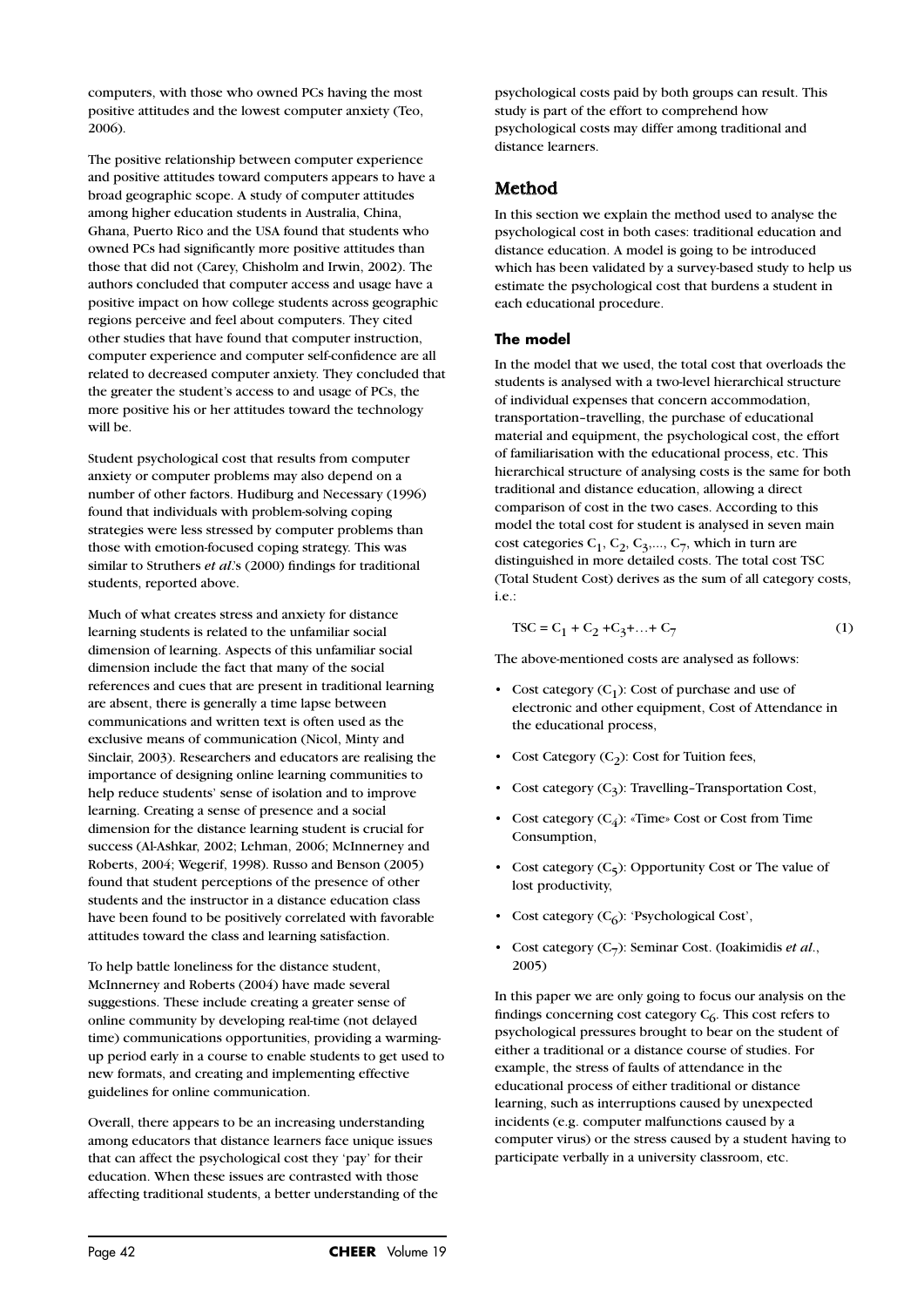computers, with those who owned PCs having the most positive attitudes and the lowest computer anxiety (Teo, 2006).

The positive relationship between computer experience and positive attitudes toward computers appears to have a broad geographic scope. A study of computer attitudes among higher education students in Australia, China, Ghana, Puerto Rico and the USA found that students who owned PCs had significantly more positive attitudes than those that did not (Carey, Chisholm and Irwin, 2002). The authors concluded that computer access and usage have a positive impact on how college students across geographic regions perceive and feel about computers. They cited other studies that have found that computer instruction, computer experience and computer self-confidence are all related to decreased computer anxiety. They concluded that the greater the student's access to and usage of PCs, the more positive his or her attitudes toward the technology will be.

Student psychological cost that results from computer anxiety or computer problems may also depend on a number of other factors. Hudiburg and Necessary (1996) found that individuals with problem-solving coping strategies were less stressed by computer problems than those with emotion-focused coping strategy. This was similar to Struthers *et al*.'s (2000) findings for traditional students, reported above.

Much of what creates stress and anxiety for distance learning students is related to the unfamiliar social dimension of learning. Aspects of this unfamiliar social dimension include the fact that many of the social references and cues that are present in traditional learning are absent, there is generally a time lapse between communications and written text is often used as the exclusive means of communication (Nicol, Minty and Sinclair, 2003). Researchers and educators are realising the importance of designing online learning communities to help reduce students' sense of isolation and to improve learning. Creating a sense of presence and a social dimension for the distance learning student is crucial for success (Al-Ashkar, 2002; Lehman, 2006; McInnerney and Roberts, 2004; Wegerif, 1998). Russo and Benson (2005) found that student perceptions of the presence of other students and the instructor in a distance education class have been found to be positively correlated with favorable attitudes toward the class and learning satisfaction.

To help battle loneliness for the distance student, McInnerney and Roberts (2004) have made several suggestions. These include creating a greater sense of online community by developing real-time (not delayed time) communications opportunities, providing a warming-up period early in a course to enable students to get used to new formats, and creating and implementing effective guidelines for online communication.

Overall, there appears to be an increasing understanding among educators that distance learners face unique issues that can affect the psychological cost they 'pay' for their education. When these issues are contrasted with those affecting traditional students, a better understanding of the psychological costs paid by both groups can result. This study is part of the effort to comprehend how psychological costs may differ among traditional and distance learners.

## Method

In this section we explain the method used to analyse the psychological cost in both cases: traditional education and distance education. A model is going to be introduced which has been validated by a survey-based study to help us estimate the psychological cost that burdens a student in each educational procedure.

### The model

In the model that we used, the total cost that overloads the students is analysed with a two-level hierarchical structure of individual expenses that concern accommodation, transportation–travelling, the purchase of educational material and equipment, the psychological cost, the effort of familiarisation with the educational process, etc. This hierarchical structure of analysing costs is the same for both traditional and distance education, allowing a direct comparison of cost in the two cases. According to this model the total cost for student is analysed in seven main cost categories $C_1$, $C_2$, $C_3$,..., $C_7$, which in turn are distinguished in more detailed costs. The total cost TSC (Total Student Cost) derives as the sum of all category costs, i.e.:

$$TSC = C_1 + C_2 + C_3 + \ldots + C_7 \quad (1)$$

The above-mentioned costs are analysed as follows:

- Cost category ($C_1$): Cost of purchase and use of electronic and other equipment, Cost of Attendance in the educational process,
- Cost Category ($C_2$): Cost for Tuition fees,
- Cost category ($C_3$): Travelling–Transportation Cost,
- Cost category ($C_4$): «Time» Cost or Cost from Time Consumption,
- Cost category ($C_5$): Opportunity Cost or The value of lost productivity,
- Cost category ($C_6$): 'Psychological Cost',
- Cost category ($C_7$): Seminar Cost. (Ioakimidis *et al*., 2005)

In this paper we are only going to focus our analysis on the findings concerning cost category $C_6$. This cost refers to psychological pressures brought to bear on the student of either a traditional or a distance course of studies. For example, the stress of faults of attendance in the educational process of either traditional or distance learning, such as interruptions caused by unexpected incidents (e.g. computer malfunctions caused by a computer virus) or the stress caused by a student having to participate verbally in a university classroom, etc.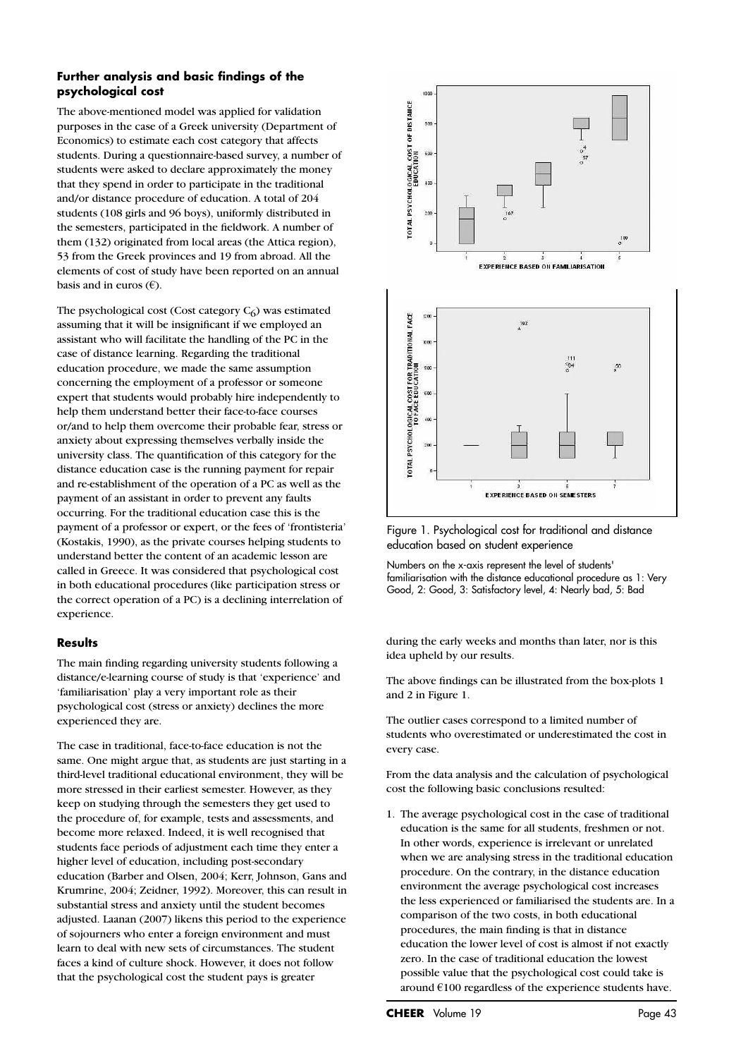### Further analysis and basic findings of the psychological cost

The above-mentioned model was applied for validation purposes in the case of a Greek university (Department of Economics) to estimate each cost category that affects students. During a questionnaire-based survey, a number of students were asked to declare approximately the money that they spend in order to participate in the traditional and/or distance procedure of education. A total of 204 students (108 girls and 96 boys), uniformly distributed in the semesters, participated in the fieldwork. A number of them (132) originated from local areas (the Attica region), 53 from the Greek provinces and 19 from abroad. All the elements of cost of study have been reported on an annual basis and in euros (€).

The psychological cost (Cost category $C_6$) was estimated assuming that it will be insignificant if we employed an assistant who will facilitate the handling of the PC in the case of distance learning. Regarding the traditional education procedure, we made the same assumption concerning the employment of a professor or someone expert that students would probably hire independently to help them understand better their face-to-face courses or/and to help them overcome their probable fear, stress or anxiety about expressing themselves verbally inside the university class. The quantification of this category for the distance education case is the running payment for repair and re-establishment of the operation of a PC as well as the payment of an assistant in order to prevent any faults occurring. For the traditional education case this is the payment of a professor or expert, or the fees of 'frontisteria' (Kostakis, 1990), as the private courses helping students to understand better the content of an academic lesson are called in Greece. It was considered that psychological cost in both educational procedures (like participation stress or the correct operation of a PC) is a declining interrelation of experience.

### Results

The main finding regarding university students following a distance/e-learning course of study is that 'experience' and 'familiarisation' play a very important role as their psychological cost (stress or anxiety) declines the more experienced they are.

The case in traditional, face-to-face education is not the same. One might argue that, as students are just starting in a third-level traditional educational environment, they will be more stressed in their earliest semester. However, as they keep on studying through the semesters they get used to the procedure of, for example, tests and assessments, and become more relaxed. Indeed, it is well recognised that students face periods of adjustment each time they enter a higher level of education, including post-secondary education (Barber and Olsen, 2004; Kerr, Johnson, Gans and Krumrine, 2004; Zeidner, 1992). Moreover, this can result in substantial stress and anxiety until the student becomes adjusted. Laanan (2007) likens this period to the experience of sojourners who enter a foreign environment and must learn to deal with new sets of circumstances. The student faces a kind of culture shock. However, it does not follow that the psychological cost the student pays is greater during the early weeks and months than later, nor is this idea upheld by our results.

The above findings can be illustrated from the box-plots 1 and 2 in Figure 1.

The outlier cases correspond to a limited number of students who overestimated or underestimated the cost in every case.

From the data analysis and the calculation of psychological cost the following basic conclusions resulted:

1. The average psychological cost in the case of traditional education is the same for all students, freshmen or not. In other words, experience is irrelevant or unrelated when we are analysing stress in the traditional education procedure. On the contrary, in the distance education environment the average psychological cost increases the less experienced or familiarised the students are. In a comparison of the two costs, in both educational procedures, the main finding is that in distance education the lower level of cost is almost if not exactly zero. In the case of traditional education the lowest possible value that the psychological cost could take is around €100 regardless of the experience students have.

Figure 1. Psychological cost for traditional and distance education based on student experience

Numbers on the x-axis represent the level of students' familiarisation with the distance educational procedure as 1: Very Good, 2: Good, 3: Satisfactory level, 4: Nearly bad, 5: Bad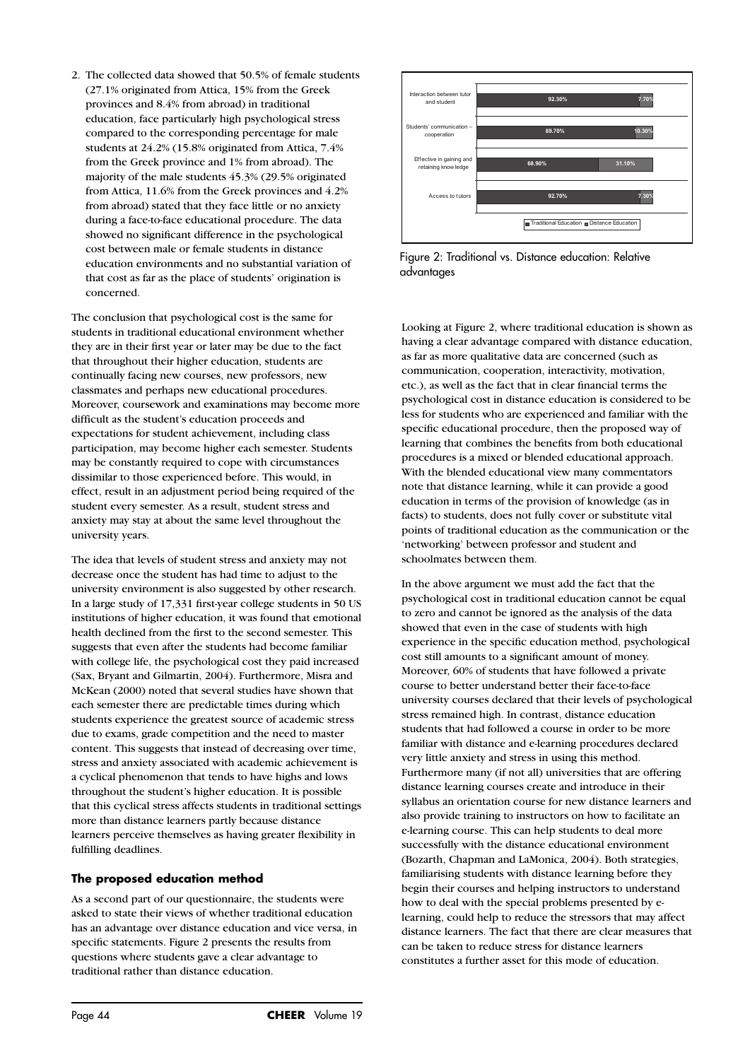2. The collected data showed that 50.5% of female students (27.1% originated from Attica, 15% from the Greek provinces and 8.4% from abroad) in traditional education, face particularly high psychological stress compared to the corresponding percentage for male students at 24.2% (15.8% originated from Attica, 7.4% from the Greek province and 1% from abroad). The majority of the male students 45.3% (29.5% originated from Attica, 11.6% from the Greek provinces and 4.2% from abroad) stated that they face little or no anxiety during a face-to-face educational procedure. The data showed no significant difference in the psychological cost between male or female students in distance education environments and no substantial variation of that cost as far as the place of students' origination is concerned.

The conclusion that psychological cost is the same for students in traditional educational environment whether they are in their first year or later may be due to the fact that throughout their higher education, students are continually facing new courses, new professors, new classmates and perhaps new educational procedures. Moreover, coursework and examinations may become more difficult as the student's education proceeds and expectations for student achievement, including class participation, may become higher each semester. Students may be constantly required to cope with circumstances dissimilar to those experienced before. This would, in effect, result in an adjustment period being required of the student every semester. As a result, student stress and anxiety may stay at about the same level throughout the university years.

The idea that levels of student stress and anxiety may not decrease once the student has had time to adjust to the university environment is also suggested by other research. In a large study of 17,331 first-year college students in 50 US institutions of higher education, it was found that emotional health declined from the first to the second semester. This suggests that even after the students had become familiar with college life, the psychological cost they paid increased (Sax, Bryant and Gilmartin, 2004). Furthermore, Misra and McKean (2000) noted that several studies have shown that each semester there are predictable times during which students experience the greatest source of academic stress due to exams, grade competition and the need to master content. This suggests that instead of decreasing over time, stress and anxiety associated with academic achievement is a cyclical phenomenon that tends to have highs and lows throughout the student's higher education. It is possible that this cyclical stress affects students in traditional settings more than distance learners partly because distance learners perceive themselves as having greater flexibility in fulfilling deadlines.

## The proposed education method

As a second part of our questionnaire, the students were asked to state their views of whether traditional education has an advantage over distance education and vice versa, in specific statements. Figure 2 presents the results from questions where students gave a clear advantage to traditional rather than distance education.

| | Traditional Education | Distance Education |
|---|---|---|
| Interaction between tutor and student | 92.30% | 7.70% |
| Students' communication – cooperation | 89.70% | 10.30% |
| Effective in gaining and retaining knowledge | 68.90% | 31.10% |
| Access to tutors | 92.70% | 7.30% |

Figure 2: Traditional vs. Distance education: Relative advantages

Looking at Figure 2, where traditional education is shown as having a clear advantage compared with distance education, as far as more qualitative data are concerned (such as communication, cooperation, interactivity, motivation, etc.), as well as the fact that in clear financial terms the psychological cost in distance education is considered to be less for students who are experienced and familiar with the specific educational procedure, then the proposed way of learning that combines the benefits from both educational procedures is a mixed or blended educational approach. With the blended educational view many commentators note that distance learning, while it can provide a good education in terms of the provision of knowledge (as in facts) to students, does not fully cover or substitute vital points of traditional education as the communication or the 'networking' between professor and student and schoolmates between them.

In the above argument we must add the fact that the psychological cost in traditional education cannot be equal to zero and cannot be ignored as the analysis of the data showed that even in the case of students with high experience in the specific education method, psychological cost still amounts to a significant amount of money. Moreover, 60% of students that have followed a private course to better understand better their face-to-face university courses declared that their levels of psychological stress remained high. In contrast, distance education students that had followed a course in order to be more familiar with distance and e-learning procedures declared very little anxiety and stress in using this method. Furthermore many (if not all) universities that are offering distance learning courses create and introduce in their syllabus an orientation course for new distance learners and also provide training to instructors on how to facilitate an e-learning course. This can help students to deal more successfully with the distance educational environment (Bozarth, Chapman and LaMonica, 2004). Both strategies, familiarising students with distance learning before they begin their courses and helping instructors to understand how to deal with the special problems presented by e-learning, could help to reduce the stressors that may affect distance learners. The fact that there are clear measures that can be taken to reduce stress for distance learners constitutes a further asset for this mode of education.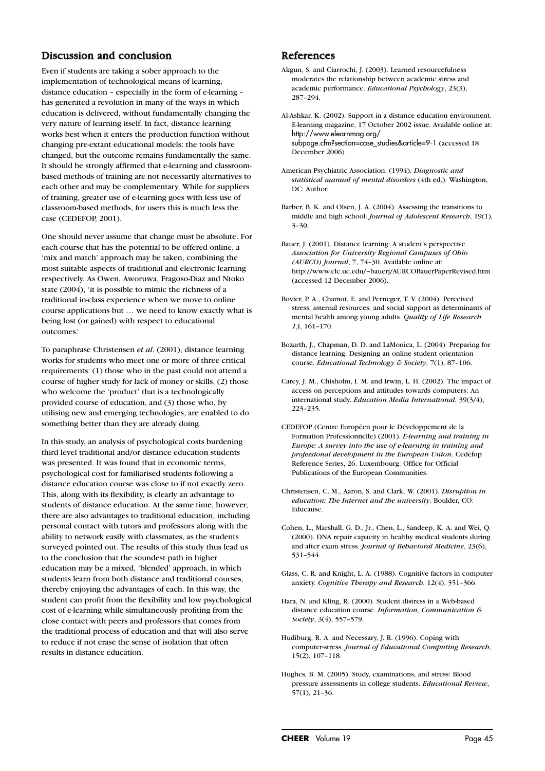## Discussion and conclusion

Even if students are taking a sober approach to the implementation of technological means of learning, distance education – especially in the form of e-learning – has generated a revolution in many of the ways in which education is delivered, without fundamentally changing the very nature of learning itself. In fact, distance learning works best when it enters the production function without changing pre-extant educational models: the tools have changed, but the outcome remains fundamentally the same. It should be strongly affirmed that e-learning and classroom-based methods of training are not necessarily alternatives to each other and may be complementary. While for suppliers of training, greater use of e-learning goes with less use of classroom-based methods, for users this is much less the case (CEDEFOP, 2001).

One should never assume that change must be absolute. For each course that has the potential to be offered online, a 'mix and match' approach may be taken, combining the most suitable aspects of traditional and electronic learning respectively. As Owen, Aworuwa, Fragoso-Diaz and Ntoko state (2004), 'it is possible to mimic the richness of a traditional in-class experience when we move to online course applications but … we need to know exactly what is being lost (or gained) with respect to educational outcomes.'

To paraphrase Christensen *et al*. (2001), distance learning works for students who meet one or more of three critical requirements: (1) those who in the past could not attend a course of higher study for lack of money or skills, (2) those who welcome the 'product' that is a technologically provided course of education, and (3) those who, by utilising new and emerging technologies, are enabled to do something better than they are already doing.

In this study, an analysis of psychological costs burdening third level traditional and/or distance education students was presented. It was found that in economic terms, psychological cost for familiarised students following a distance education course was close to if not exactly zero. This, along with its flexibility, is clearly an advantage to students of distance education. At the same time, however, there are also advantages to traditional education, including personal contact with tutors and professors along with the ability to network easily with classmates, as the students surveyed pointed out. The results of this study thus lead us to the conclusion that the soundest path in higher education may be a mixed, 'blended' approach, in which students learn from both distance and traditional courses, thereby enjoying the advantages of each. In this way, the student can profit from the flexibility and low psychological cost of e-learning while simultaneously profiting from the close contact with peers and professors that comes from the traditional process of education and that will also serve to reduce if not erase the sense of isolation that often results in distance education.

## References

Akgun, S. and Ciarrochi, J. (2003). Learned resourcefulness moderates the relationship between academic stress and academic performance. *Educational Psychology*, 23(3), 287–294.

Al-Ashkar, K. (2002). Support in a distance education environment. E-learning magazine, 17 October 2002 issue. Available online at: http://www.elearnmag.org/subpage.cfm?section=case_studies&article=9-1 (accessed 18 December 2006)

American Psychiatric Association. (1994). *Diagnostic and statistical manual of mental disorders* (4th ed.). Washington, DC: Author.

Barber, B. K. and Olsen, J. A. (2004). Assessing the transitions to middle and high school. *Journal of Adolescent Research*, 19(1), 3–30.

Bauer, J. (2001). Distance learning: A student's perspective. *Association for University Regional Campuses of Ohio (AURCO) Journal*, 7, 74–30. Available online at: http://www.clc.uc.edu/~bauerj/AURCOBauerPaperRevised.htm (accessed 12 December 2006).

Bovier, P. A., Chamot, E. and Perneger, T. V. (2004). Perceived stress, internal resources, and social support as determinants of mental health among young adults. *Quality of Life Research 13*, 161–170.

Bozarth, J., Chapman, D. D. and LaMonica, L. (2004). Preparing for distance learning: Designing an online student orientation course. *Educational Technology & Society*, 7(1), 87–106.

Carey, J. M., Chisholm, I. M. and Irwin, L. H. (2002). The impact of access on perceptions and attitudes towards computers: An international study. *Education Media International*, 39(3/4), 223–235.

CEDEFOP (Centre Européen pour le Développement de la Formation Professionnelle) (2001). *E-learning and training in Europe: A survey into the use of e-learning in training and professional development in the European Union*. Cedefop Reference Series, 26. Luxembourg: Office for Official Publications of the European Communities.

Christensen, C. M., Aaron, S. and Clark, W. (2001). *Disruption in education: The Internet and the university*. Boulder, CO: Educause.

Cohen, L., Marshall, G. D., Jr., Chen, L., Sandeep, K. A. and Wei, Q. (2000). DNA repair capacity in healthy medical students during and after exam stress. *Journal of Behavioral Medicine*, 23(6), 531–544.

Glass, C. R. and Knight, L. A. (1988). Cognitive factors in computer anxiety. *Cognitive Therapy and Research*, 12(4), 351–366.

Hara, N. and Kling, R. (2000). Student distress in a Web-based distance education course. *Information, Communication & Society*, 3(4), 557–579.

Hudiburg, R. A. and Necessary, J. R. (1996). Coping with computer-stress. *Journal of Educational Computing Research*, 15(2), 107–118.

Hughes, B. M. (2005). Study, examinations, and stress: Blood pressure assessments in college students. *Educational Review*, 57(1), 21–36.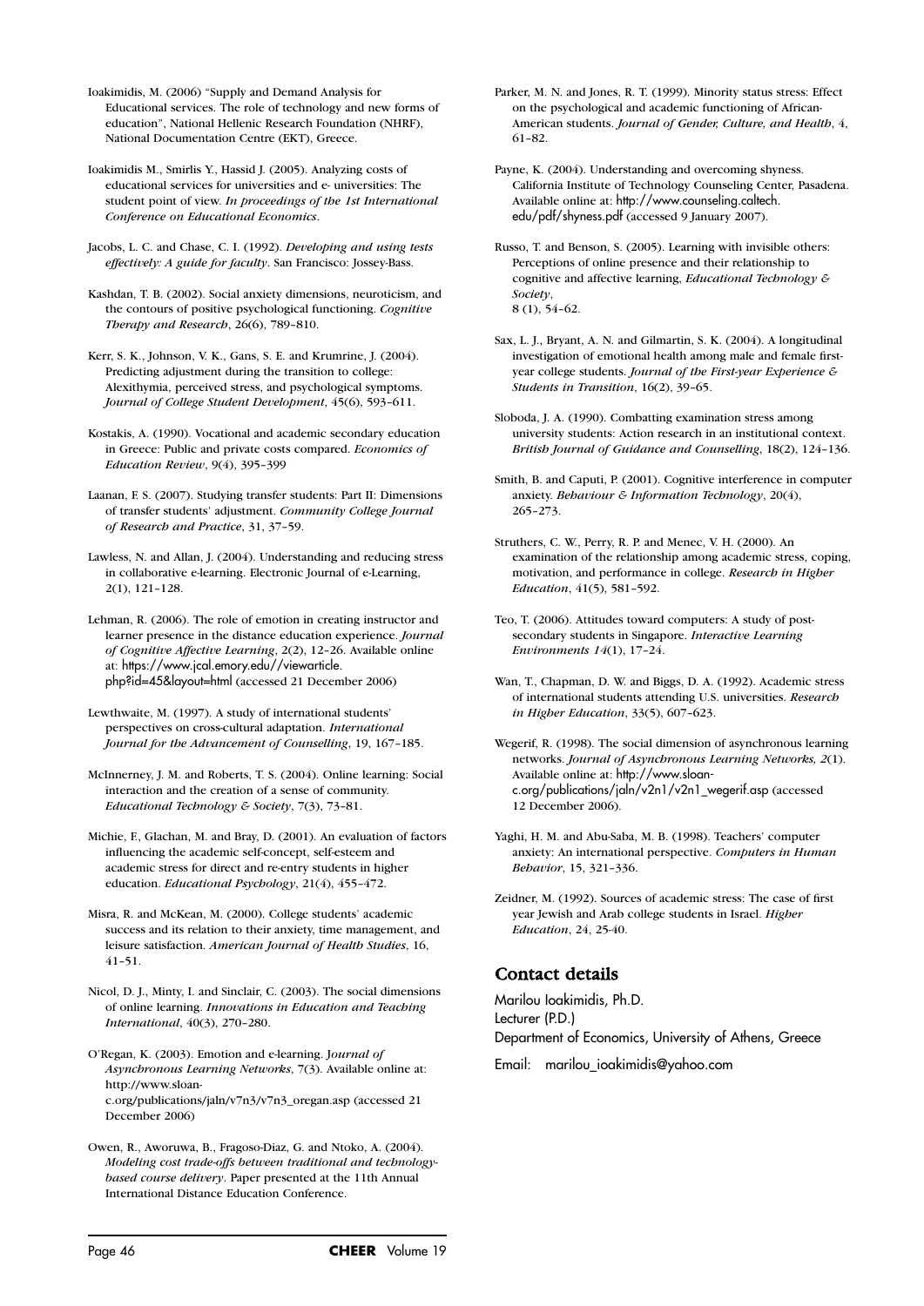Ioakimidis, M. (2006) "Supply and Demand Analysis for Educational services. The role of technology and new forms of education", National Hellenic Research Foundation (NHRF), National Documentation Centre (EKT), Greece.

Ioakimidis M., Smirlis Y., Hassid J. (2005). Analyzing costs of educational services for universities and e- universities: The student point of view. *In proceedings of the 1st International Conference on Educational Economics*.

Jacobs, L. C. and Chase, C. I. (1992). *Developing and using tests effectively: A guide for faculty*. San Francisco: Jossey-Bass.

Kashdan, T. B. (2002). Social anxiety dimensions, neuroticism, and the contours of positive psychological functioning. *Cognitive Therapy and Research*, 26(6), 789–810.

Kerr, S. K., Johnson, V. K., Gans, S. E. and Krumrine, J. (2004). Predicting adjustment during the transition to college: Alexithymia, perceived stress, and psychological symptoms. *Journal of College Student Development*, 45(6), 593–611.

Kostakis, A. (1990). Vocational and academic secondary education in Greece: Public and private costs compared. *Economics of Education Review*, 9(4), 395–399

Laanan, F. S. (2007). Studying transfer students: Part II: Dimensions of transfer students' adjustment. *Community College Journal of Research and Practice*, 31, 37–59.

Lawless, N. and Allan, J. (2004). Understanding and reducing stress in collaborative e-learning. Electronic Journal of e-Learning, 2(1), 121–128.

Lehman, R. (2006). The role of emotion in creating instructor and learner presence in the distance education experience. *Journal of Cognitive Affective Learning*, 2(2), 12–26. Available online at: https://www.jcal.emory.edu//viewarticle.php?id=45&layout=html (accessed 21 December 2006)

Lewthwaite, M. (1997). A study of international students' perspectives on cross-cultural adaptation. *International Journal for the Advancement of Counselling*, 19, 167–185.

McInnerney, J. M. and Roberts, T. S. (2004). Online learning: Social interaction and the creation of a sense of community. *Educational Technology & Society*, 7(3), 73–81.

Michie, F., Glachan, M. and Bray, D. (2001). An evaluation of factors influencing the academic self-concept, self-esteem and academic stress for direct and re-entry students in higher education. *Educational Psychology*, 21(4), 455–472.

Misra, R. and McKean, M. (2000). College students' academic success and its relation to their anxiety, time management, and leisure satisfaction. *American Journal of Health Studies*, 16, 41–51.

Nicol, D. J., Minty, I. and Sinclair, C. (2003). The social dimensions of online learning. *Innovations in Education and Teaching International*, 40(3), 270–280.

O'Regan, K. (2003). Emotion and e-learning. J*ournal of Asynchronous Learning Networks*, 7(3). Available online at: http://www.sloan-c.org/publications/jaln/v7n3/v7n3_oregan.asp (accessed 21 December 2006)

Owen, R., Aworuwa, B., Fragoso-Diaz, G. and Ntoko, A. (2004). *Modeling cost trade-offs between traditional and technology-based course delivery*. Paper presented at the 11th Annual International Distance Education Conference.

Parker, M. N. and Jones, R. T. (1999). Minority status stress: Effect on the psychological and academic functioning of African-American students. *Journal of Gender, Culture, and Health*, 4, 61–82.

Payne, K. (2004). Understanding and overcoming shyness. California Institute of Technology Counseling Center, Pasadena. Available online at: http://www.counseling.caltech.edu/pdf/shyness.pdf (accessed 9 January 2007).

Russo, T. and Benson, S. (2005). Learning with invisible others: Perceptions of online presence and their relationship to cognitive and affective learning, *Educational Technology & Society*, 8 (1), 54–62.

Sax, L. J., Bryant, A. N. and Gilmartin, S. K. (2004). A longitudinal investigation of emotional health among male and female first-year college students. *Journal of the First-year Experience & Students in Transition*, 16(2), 39–65.

Sloboda, J. A. (1990). Combatting examination stress among university students: Action research in an institutional context. *British Journal of Guidance and Counselling*, 18(2), 124–136.

Smith, B. and Caputi, P. (2001). Cognitive interference in computer anxiety. *Behaviour & Information Technology*, 20(4), 265–273.

Struthers, C. W., Perry, R. P. and Menec, V. H. (2000). An examination of the relationship among academic stress, coping, motivation, and performance in college. *Research in Higher Education*, 41(5), 581–592.

Teo, T. (2006). Attitudes toward computers: A study of post-secondary students in Singapore. *Interactive Learning Environments 14*(1), 17–24.

Wan, T., Chapman, D. W. and Biggs, D. A. (1992). Academic stress of international students attending U.S. universities. *Research in Higher Education*, 33(5), 607–623.

Wegerif, R. (1998). The social dimension of asynchronous learning networks. *Journal of Asynchronous Learning Networks, 2*(1). Available online at: http://www.sloan-c.org/publications/jaln/v2n1/v2n1_wegerif.asp (accessed 12 December 2006).

Yaghi, H. M. and Abu-Saba, M. B. (1998). Teachers' computer anxiety: An international perspective. *Computers in Human Behavior*, 15, 321–336.

Zeidner, M. (1992). Sources of academic stress: The case of first year Jewish and Arab college students in Israel. *Higher Education*, 24, 25-40.

## Contact details

Marilou Ioakimidis, Ph.D.
Lecturer (P.D.)
Department of Economics, University of Athens, Greece

Email: marilou_ioakimidis@yahoo.com